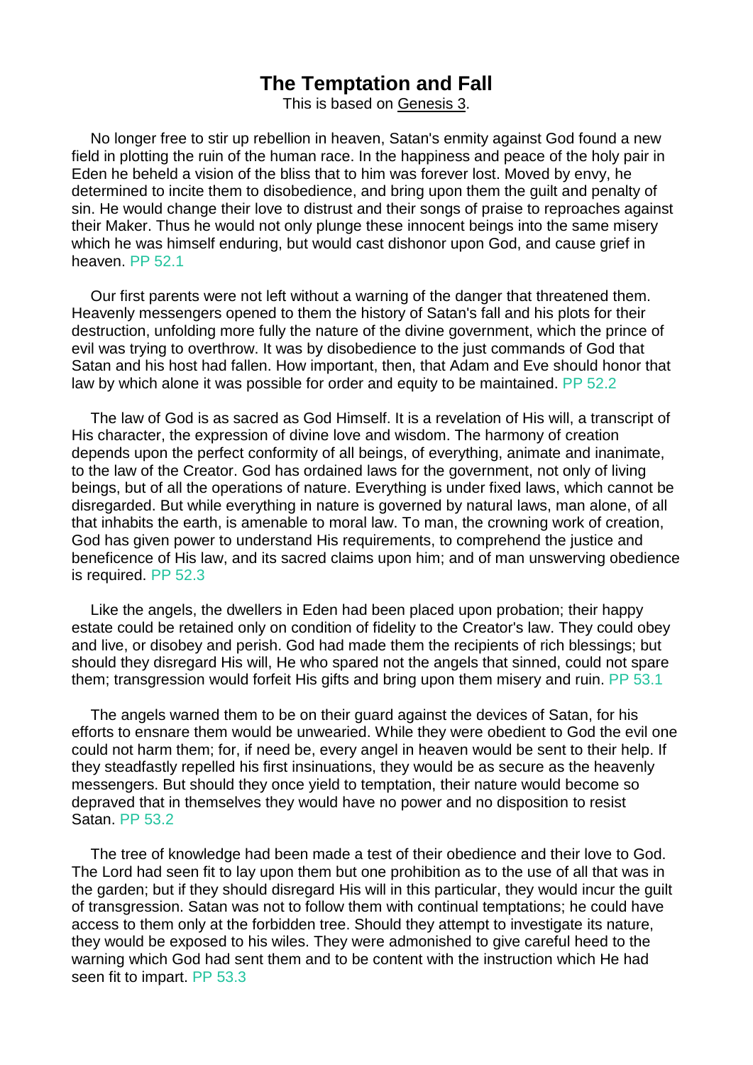# The Temptation and Fall

This is based on Genesis 3.

No longer free to stir up rebellion in heaven, Satan's enmity against God found a new field in plotting the ruin of the human race. In the happiness and peace of the holy pair in Eden he beheld a vision of the bliss that to him was forever lost. Moved by envy, he determined to incite them to disobedience, and bring upon them the guilt and penalty of sin. He would change their love to distrust and their songs of praise to reproaches against their Maker. Thus he would not only plunge these innocent beings into the same misery which he was himself enduring, but would cast dishonor upon God, and cause grief in heaven. PP 52.1

Our first parents were not left without a warning of the danger that threatened them. Heavenly messengers opened to them the history of Satan's fall and his plots for their destruction, unfolding more fully the nature of the divine government, which the prince of evil was trying to overthrow. It was by disobedience to the just commands of God that Satan and his host had fallen. How important, then, that Adam and Eve should honor that law by which alone it was possible for order and equity to be maintained. PP 52.2

The law of God is as sacred as God Himself. It is a revelation of His will, a transcript of His character, the expression of divine love and wisdom. The harmony of creation depends upon the perfect conformity of all beings, of everything, animate and inanimate, to the law of the Creator. God has ordained laws for the government, not only of living beings, but of all the operations of nature. Everything is under fixed laws, which cannot be disregarded. But while everything in nature is governed by natural laws, man alone, of all that inhabits the earth, is amenable to moral law. To man, the crowning work of creation, God has given power to understand His requirements, to comprehend the justice and beneficence of His law, and its sacred claims upon him; and of man unswerving obedience is required. PP 52.3

Like the angels, the dwellers in Eden had been placed upon probation; their happy estate could be retained only on condition of fidelity to the Creator's law. They could obey and live, or disobey and perish. God had made them the recipients of rich blessings; but should they disregard His will, He who spared not the angels that sinned, could not spare them; transgression would forfeit His gifts and bring upon them misery and ruin. PP 53.1

The angels warned them to be on their guard against the devices of Satan, for his efforts to ensnare them would be unwearied. While they were obedient to God the evil one could not harm them; for, if need be, every angel in heaven would be sent to their help. If they steadfastly repelled his first insinuations, they would be as secure as the heavenly messengers. But should they once yield to temptation, their nature would become so depraved that in themselves they would have no power and no disposition to resist Satan. PP 53.2

The tree of knowledge had been made a test of their obedience and their love to God. The Lord had seen fit to lay upon them but one prohibition as to the use of all that was in the garden; but if they should disregard His will in this particular, they would incur the guilt of transgression. Satan was not to follow them with continual temptations; he could have access to them only at the forbidden tree. Should they attempt to investigate its nature, they would be exposed to his wiles. They were admonished to give careful heed to the warning which God had sent them and to be content with the instruction which He had seen fit to impart. PP 53.3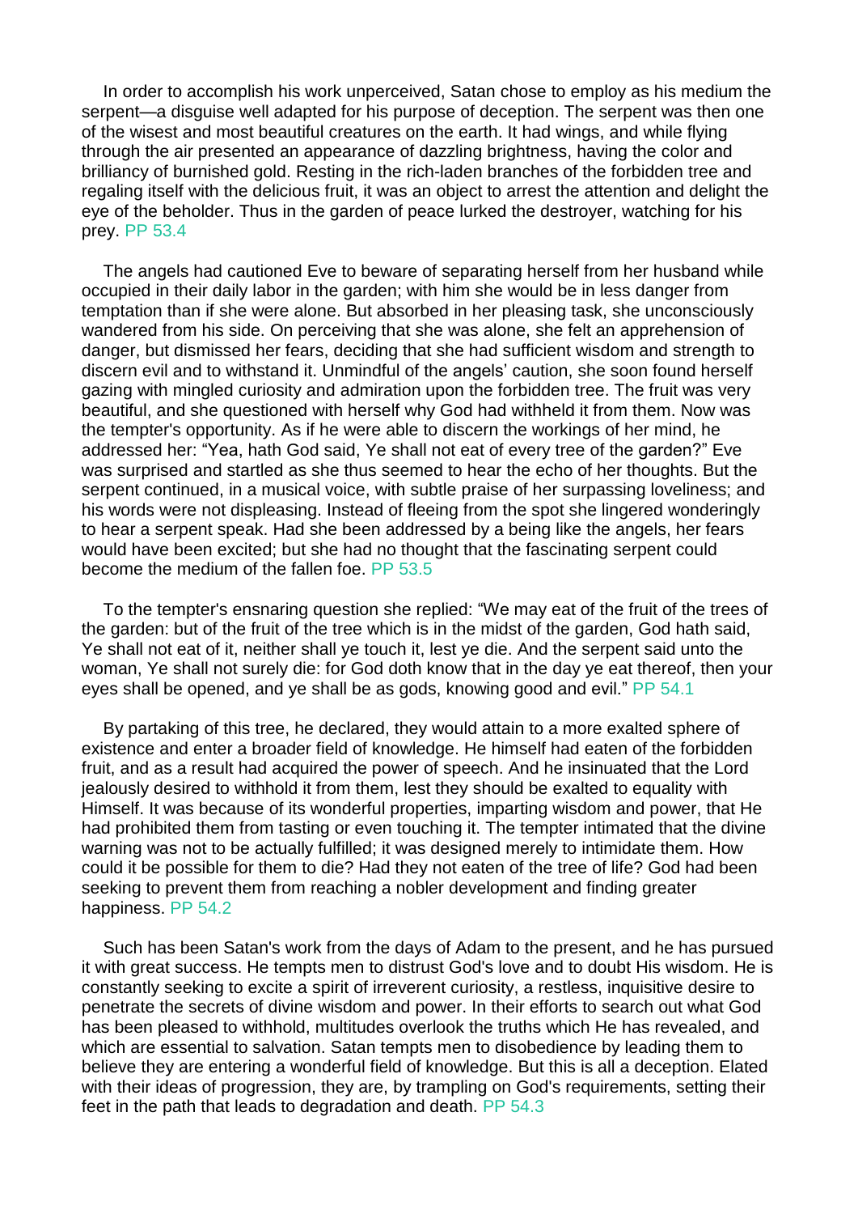In order to accomplish his work unperceived, Satan chose to employ as his medium the serpent—a disguise well adapted for his purpose of deception. The serpent was then one of the wisest and most beautiful creatures on the earth. It had wings, and while flying through the air presented an appearance of dazzling brightness, having the color and brilliancy of burnished gold. Resting in the rich-laden branches of the forbidden tree and regaling itself with the delicious fruit, it was an object to arrest the attention and delight the eye of the beholder. Thus in the garden of peace lurked the destroyer, watching for his prey. PP 53.4

The angels had cautioned Eve to beware of separating herself from her husband while occupied in their daily labor in the garden; with him she would be in less danger from temptation than if she were alone. But absorbed in her pleasing task, she unconsciously wandered from his side. On perceiving that she was alone, she felt an apprehension of danger, but dismissed her fears, deciding that she had sufficient wisdom and strength to discern evil and to withstand it. Unmindful of the angels' caution, she soon found herself gazing with mingled curiosity and admiration upon the forbidden tree. The fruit was very beautiful, and she questioned with herself why God had withheld it from them. Now was the tempter's opportunity. As if he were able to discern the workings of her mind, he addressed her: "Yea, hath God said, Ye shall not eat of every tree of the garden?" Eve was surprised and startled as she thus seemed to hear the echo of her thoughts. But the serpent continued, in a musical voice, with subtle praise of her surpassing loveliness; and his words were not displeasing. Instead of fleeing from the spot she lingered wonderingly to hear a serpent speak. Had she been addressed by a being like the angels, her fears would have been excited; but she had no thought that the fascinating serpent could become the medium of the fallen foe. PP 53.5

To the tempter's ensnaring question she replied: "We may eat of the fruit of the trees of the garden: but of the fruit of the tree which is in the midst of the garden, God hath said, Ye shall not eat of it, neither shall ye touch it, lest ye die. And the serpent said unto the woman, Ye shall not surely die: for God doth know that in the day ye eat thereof, then your eyes shall be opened, and ye shall be as gods, knowing good and evil." PP 54.1

By partaking of this tree, he declared, they would attain to a more exalted sphere of existence and enter a broader field of knowledge. He himself had eaten of the forbidden fruit, and as a result had acquired the power of speech. And he insinuated that the Lord jealously desired to withhold it from them, lest they should be exalted to equality with Himself. It was because of its wonderful properties, imparting wisdom and power, that He had prohibited them from tasting or even touching it. The tempter intimated that the divine warning was not to be actually fulfilled; it was designed merely to intimidate them. How could it be possible for them to die? Had they not eaten of the tree of life? God had been seeking to prevent them from reaching a nobler development and finding greater happiness. PP 54.2

Such has been Satan's work from the days of Adam to the present, and he has pursued it with great success. He tempts men to distrust God's love and to doubt His wisdom. He is constantly seeking to excite a spirit of irreverent curiosity, a restless, inquisitive desire to penetrate the secrets of divine wisdom and power. In their efforts to search out what God has been pleased to withhold, multitudes overlook the truths which He has revealed, and which are essential to salvation. Satan tempts men to disobedience by leading them to believe they are entering a wonderful field of knowledge. But this is all a deception. Elated with their ideas of progression, they are, by trampling on God's requirements, setting their feet in the path that leads to degradation and death. PP 54.3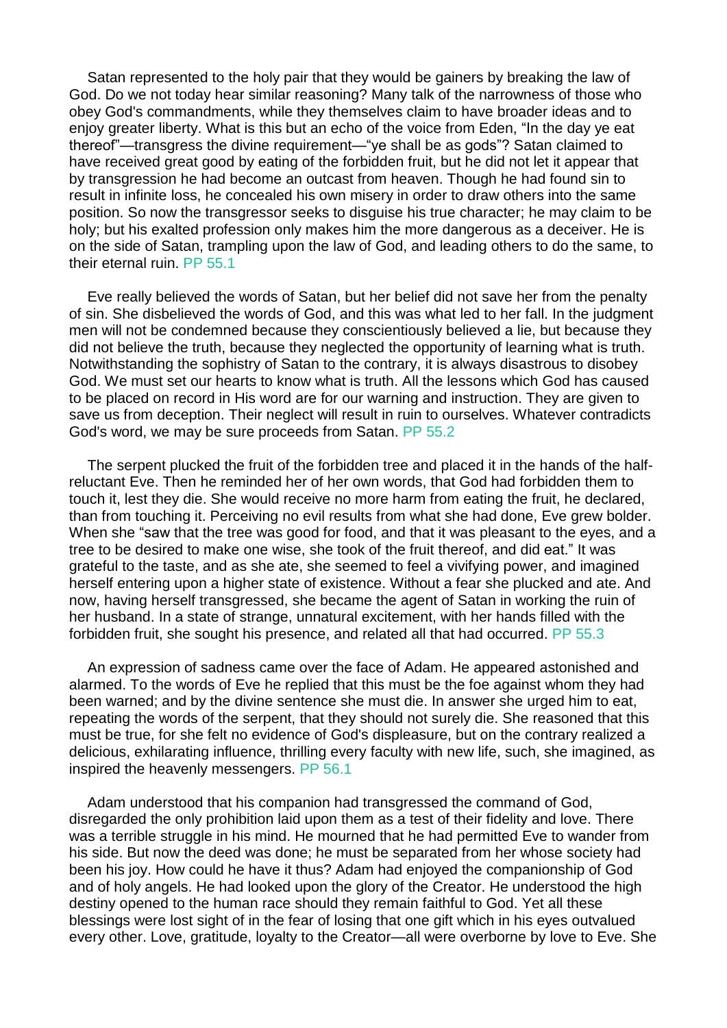Satan represented to the holy pair that they would be gainers by breaking the law of God. Do we not today hear similar reasoning? Many talk of the narrowness of those who obey God's commandments, while they themselves claim to have broader ideas and to enjoy greater liberty. What is this but an echo of the voice from Eden, "In the day ye eat thereof"—transgress the divine requirement—"ye shall be as gods"? Satan claimed to have received great good by eating of the forbidden fruit, but he did not let it appear that by transgression he had become an outcast from heaven. Though he had found sin to result in infinite loss, he concealed his own misery in order to draw others into the same position. So now the transgressor seeks to disguise his true character; he may claim to be holy; but his exalted profession only makes him the more dangerous as a deceiver. He is on the side of Satan, trampling upon the law of God, and leading others to do the same, to their eternal ruin. PP 55.1

Eve really believed the words of Satan, but her belief did not save her from the penalty of sin. She disbelieved the words of God, and this was what led to her fall. In the judgment men will not be condemned because they conscientiously believed a lie, but because they did not believe the truth, because they neglected the opportunity of learning what is truth. Notwithstanding the sophistry of Satan to the contrary, it is always disastrous to disobey God. We must set our hearts to know what is truth. All the lessons which God has caused to be placed on record in His word are for our warning and instruction. They are given to save us from deception. Their neglect will result in ruin to ourselves. Whatever contradicts God's word, we may be sure proceeds from Satan. PP 55.2

The serpent plucked the fruit of the forbidden tree and placed it in the hands of the half-reluctant Eve. Then he reminded her of her own words, that God had forbidden them to touch it, lest they die. She would receive no more harm from eating the fruit, he declared, than from touching it. Perceiving no evil results from what she had done, Eve grew bolder. When she "saw that the tree was good for food, and that it was pleasant to the eyes, and a tree to be desired to make one wise, she took of the fruit thereof, and did eat." It was grateful to the taste, and as she ate, she seemed to feel a vivifying power, and imagined herself entering upon a higher state of existence. Without a fear she plucked and ate. And now, having herself transgressed, she became the agent of Satan in working the ruin of her husband. In a state of strange, unnatural excitement, with her hands filled with the forbidden fruit, she sought his presence, and related all that had occurred. PP 55.3

An expression of sadness came over the face of Adam. He appeared astonished and alarmed. To the words of Eve he replied that this must be the foe against whom they had been warned; and by the divine sentence she must die. In answer she urged him to eat, repeating the words of the serpent, that they should not surely die. She reasoned that this must be true, for she felt no evidence of God's displeasure, but on the contrary realized a delicious, exhilarating influence, thrilling every faculty with new life, such, she imagined, as inspired the heavenly messengers. PP 56.1

Adam understood that his companion had transgressed the command of God, disregarded the only prohibition laid upon them as a test of their fidelity and love. There was a terrible struggle in his mind. He mourned that he had permitted Eve to wander from his side. But now the deed was done; he must be separated from her whose society had been his joy. How could he have it thus? Adam had enjoyed the companionship of God and of holy angels. He had looked upon the glory of the Creator. He understood the high destiny opened to the human race should they remain faithful to God. Yet all these blessings were lost sight of in the fear of losing that one gift which in his eyes outvalued every other. Love, gratitude, loyalty to the Creator—all were overborne by love to Eve. She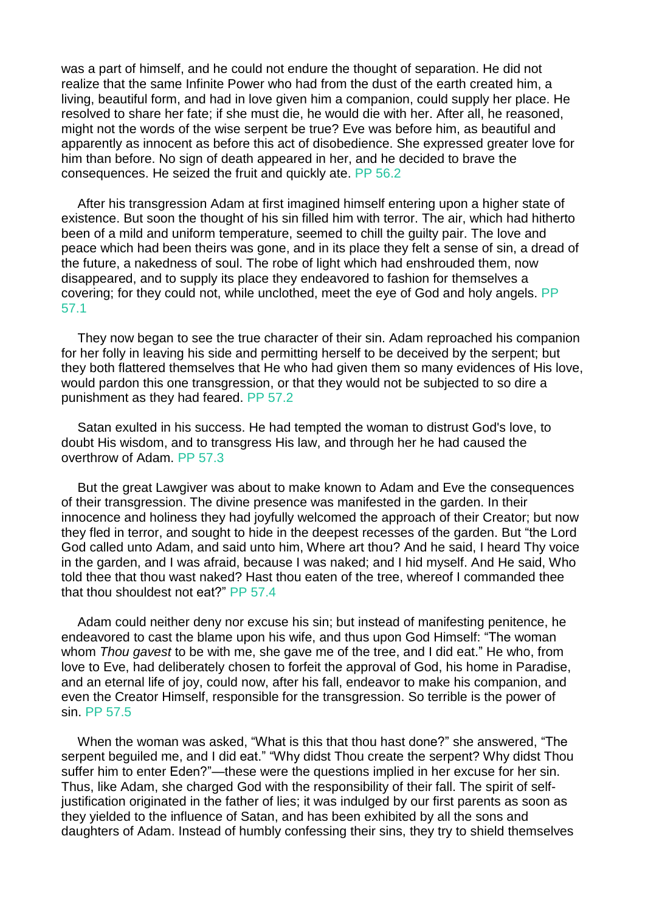was a part of himself, and he could not endure the thought of separation. He did not realize that the same Infinite Power who had from the dust of the earth created him, a living, beautiful form, and had in love given him a companion, could supply her place. He resolved to share her fate; if she must die, he would die with her. After all, he reasoned, might not the words of the wise serpent be true? Eve was before him, as beautiful and apparently as innocent as before this act of disobedience. She expressed greater love for him than before. No sign of death appeared in her, and he decided to brave the consequences. He seized the fruit and quickly ate. PP 56.2

After his transgression Adam at first imagined himself entering upon a higher state of existence. But soon the thought of his sin filled him with terror. The air, which had hitherto been of a mild and uniform temperature, seemed to chill the guilty pair. The love and peace which had been theirs was gone, and in its place they felt a sense of sin, a dread of the future, a nakedness of soul. The robe of light which had enshrouded them, now disappeared, and to supply its place they endeavored to fashion for themselves a covering; for they could not, while unclothed, meet the eye of God and holy angels. PP 57.1

They now began to see the true character of their sin. Adam reproached his companion for her folly in leaving his side and permitting herself to be deceived by the serpent; but they both flattered themselves that He who had given them so many evidences of His love, would pardon this one transgression, or that they would not be subjected to so dire a punishment as they had feared. PP 57.2

Satan exulted in his success. He had tempted the woman to distrust God's love, to doubt His wisdom, and to transgress His law, and through her he had caused the overthrow of Adam. PP 57.3

But the great Lawgiver was about to make known to Adam and Eve the consequences of their transgression. The divine presence was manifested in the garden. In their innocence and holiness they had joyfully welcomed the approach of their Creator; but now they fled in terror, and sought to hide in the deepest recesses of the garden. But "the Lord God called unto Adam, and said unto him, Where art thou? And he said, I heard Thy voice in the garden, and I was afraid, because I was naked; and I hid myself. And He said, Who told thee that thou wast naked? Hast thou eaten of the tree, whereof I commanded thee that thou shouldest not eat?" PP 57.4

Adam could neither deny nor excuse his sin; but instead of manifesting penitence, he endeavored to cast the blame upon his wife, and thus upon God Himself: "The woman whom *Thou gavest* to be with me, she gave me of the tree, and I did eat." He who, from love to Eve, had deliberately chosen to forfeit the approval of God, his home in Paradise, and an eternal life of joy, could now, after his fall, endeavor to make his companion, and even the Creator Himself, responsible for the transgression. So terrible is the power of sin. PP 57.5

When the woman was asked, "What is this that thou hast done?" she answered, "The serpent beguiled me, and I did eat." "Why didst Thou create the serpent? Why didst Thou suffer him to enter Eden?"—these were the questions implied in her excuse for her sin. Thus, like Adam, she charged God with the responsibility of their fall. The spirit of self-justification originated in the father of lies; it was indulged by our first parents as soon as they yielded to the influence of Satan, and has been exhibited by all the sons and daughters of Adam. Instead of humbly confessing their sins, they try to shield themselves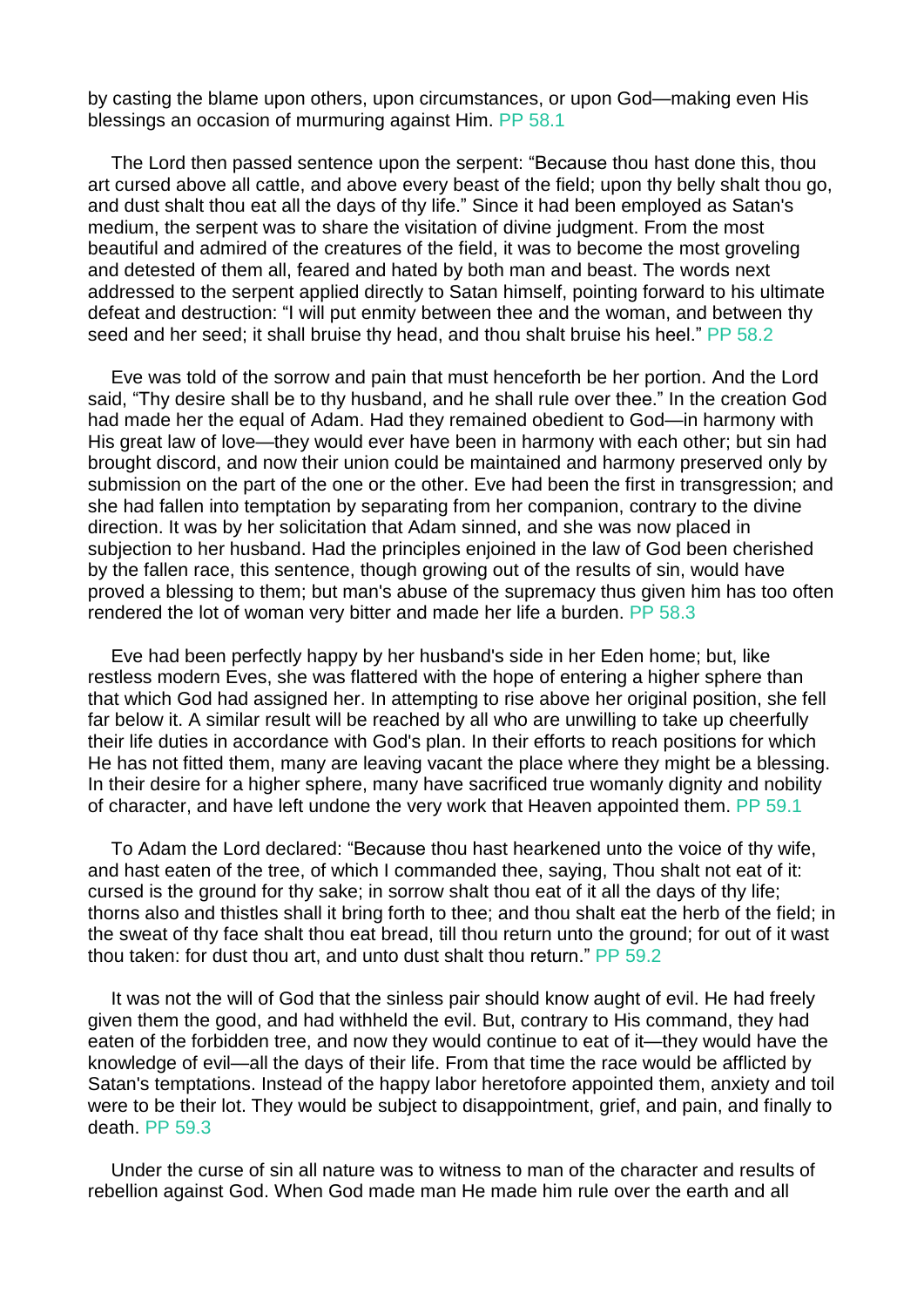by casting the blame upon others, upon circumstances, or upon God—making even His blessings an occasion of murmuring against Him. PP 58.1

The Lord then passed sentence upon the serpent: "Because thou hast done this, thou art cursed above all cattle, and above every beast of the field; upon thy belly shalt thou go, and dust shalt thou eat all the days of thy life." Since it had been employed as Satan's medium, the serpent was to share the visitation of divine judgment. From the most beautiful and admired of the creatures of the field, it was to become the most groveling and detested of them all, feared and hated by both man and beast. The words next addressed to the serpent applied directly to Satan himself, pointing forward to his ultimate defeat and destruction: "I will put enmity between thee and the woman, and between thy seed and her seed; it shall bruise thy head, and thou shalt bruise his heel." PP 58.2

Eve was told of the sorrow and pain that must henceforth be her portion. And the Lord said, "Thy desire shall be to thy husband, and he shall rule over thee." In the creation God had made her the equal of Adam. Had they remained obedient to God—in harmony with His great law of love—they would ever have been in harmony with each other; but sin had brought discord, and now their union could be maintained and harmony preserved only by submission on the part of the one or the other. Eve had been the first in transgression; and she had fallen into temptation by separating from her companion, contrary to the divine direction. It was by her solicitation that Adam sinned, and she was now placed in subjection to her husband. Had the principles enjoined in the law of God been cherished by the fallen race, this sentence, though growing out of the results of sin, would have proved a blessing to them; but man's abuse of the supremacy thus given him has too often rendered the lot of woman very bitter and made her life a burden. PP 58.3

Eve had been perfectly happy by her husband's side in her Eden home; but, like restless modern Eves, she was flattered with the hope of entering a higher sphere than that which God had assigned her. In attempting to rise above her original position, she fell far below it. A similar result will be reached by all who are unwilling to take up cheerfully their life duties in accordance with God's plan. In their efforts to reach positions for which He has not fitted them, many are leaving vacant the place where they might be a blessing. In their desire for a higher sphere, many have sacrificed true womanly dignity and nobility of character, and have left undone the very work that Heaven appointed them. PP 59.1

To Adam the Lord declared: "Because thou hast hearkened unto the voice of thy wife, and hast eaten of the tree, of which I commanded thee, saying, Thou shalt not eat of it: cursed is the ground for thy sake; in sorrow shalt thou eat of it all the days of thy life; thorns also and thistles shall it bring forth to thee; and thou shalt eat the herb of the field; in the sweat of thy face shalt thou eat bread, till thou return unto the ground; for out of it wast thou taken: for dust thou art, and unto dust shalt thou return." PP 59.2

It was not the will of God that the sinless pair should know aught of evil. He had freely given them the good, and had withheld the evil. But, contrary to His command, they had eaten of the forbidden tree, and now they would continue to eat of it—they would have the knowledge of evil—all the days of their life. From that time the race would be afflicted by Satan's temptations. Instead of the happy labor heretofore appointed them, anxiety and toil were to be their lot. They would be subject to disappointment, grief, and pain, and finally to death. PP 59.3

Under the curse of sin all nature was to witness to man of the character and results of rebellion against God. When God made man He made him rule over the earth and all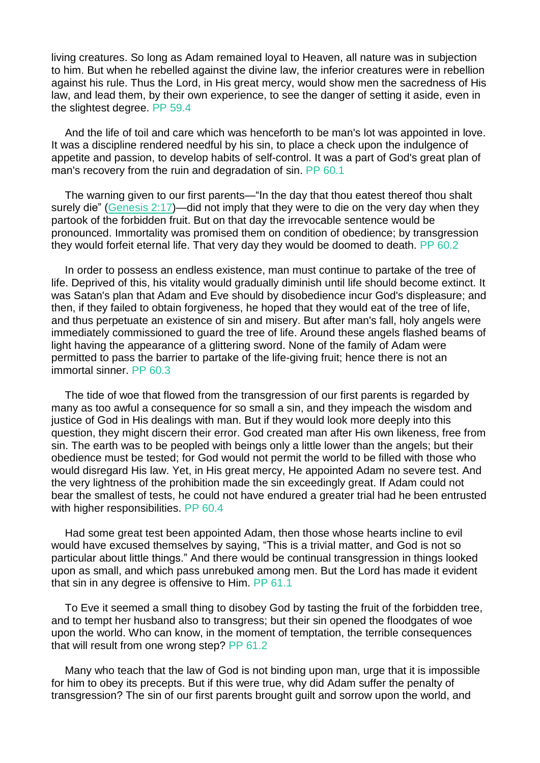living creatures. So long as Adam remained loyal to Heaven, all nature was in subjection to him. But when he rebelled against the divine law, the inferior creatures were in rebellion against his rule. Thus the Lord, in His great mercy, would show men the sacredness of His law, and lead them, by their own experience, to see the danger of setting it aside, even in the slightest degree. PP 59.4

And the life of toil and care which was henceforth to be man's lot was appointed in love. It was a discipline rendered needful by his sin, to place a check upon the indulgence of appetite and passion, to develop habits of self-control. It was a part of God's great plan of man's recovery from the ruin and degradation of sin. PP 60.1

The warning given to our first parents—"In the day that thou eatest thereof thou shalt surely die" (Genesis 2:17)—did not imply that they were to die on the very day when they partook of the forbidden fruit. But on that day the irrevocable sentence would be pronounced. Immortality was promised them on condition of obedience; by transgression they would forfeit eternal life. That very day they would be doomed to death. PP 60.2

In order to possess an endless existence, man must continue to partake of the tree of life. Deprived of this, his vitality would gradually diminish until life should become extinct. It was Satan's plan that Adam and Eve should by disobedience incur God's displeasure; and then, if they failed to obtain forgiveness, he hoped that they would eat of the tree of life, and thus perpetuate an existence of sin and misery. But after man's fall, holy angels were immediately commissioned to guard the tree of life. Around these angels flashed beams of light having the appearance of a glittering sword. None of the family of Adam were permitted to pass the barrier to partake of the life-giving fruit; hence there is not an immortal sinner. PP 60.3

The tide of woe that flowed from the transgression of our first parents is regarded by many as too awful a consequence for so small a sin, and they impeach the wisdom and justice of God in His dealings with man. But if they would look more deeply into this question, they might discern their error. God created man after His own likeness, free from sin. The earth was to be peopled with beings only a little lower than the angels; but their obedience must be tested; for God would not permit the world to be filled with those who would disregard His law. Yet, in His great mercy, He appointed Adam no severe test. And the very lightness of the prohibition made the sin exceedingly great. If Adam could not bear the smallest of tests, he could not have endured a greater trial had he been entrusted with higher responsibilities. PP 60.4

Had some great test been appointed Adam, then those whose hearts incline to evil would have excused themselves by saying, "This is a trivial matter, and God is not so particular about little things." And there would be continual transgression in things looked upon as small, and which pass unrebuked among men. But the Lord has made it evident that sin in any degree is offensive to Him. PP 61.1

To Eve it seemed a small thing to disobey God by tasting the fruit of the forbidden tree, and to tempt her husband also to transgress; but their sin opened the floodgates of woe upon the world. Who can know, in the moment of temptation, the terrible consequences that will result from one wrong step? PP 61.2

Many who teach that the law of God is not binding upon man, urge that it is impossible for him to obey its precepts. But if this were true, why did Adam suffer the penalty of transgression? The sin of our first parents brought guilt and sorrow upon the world, and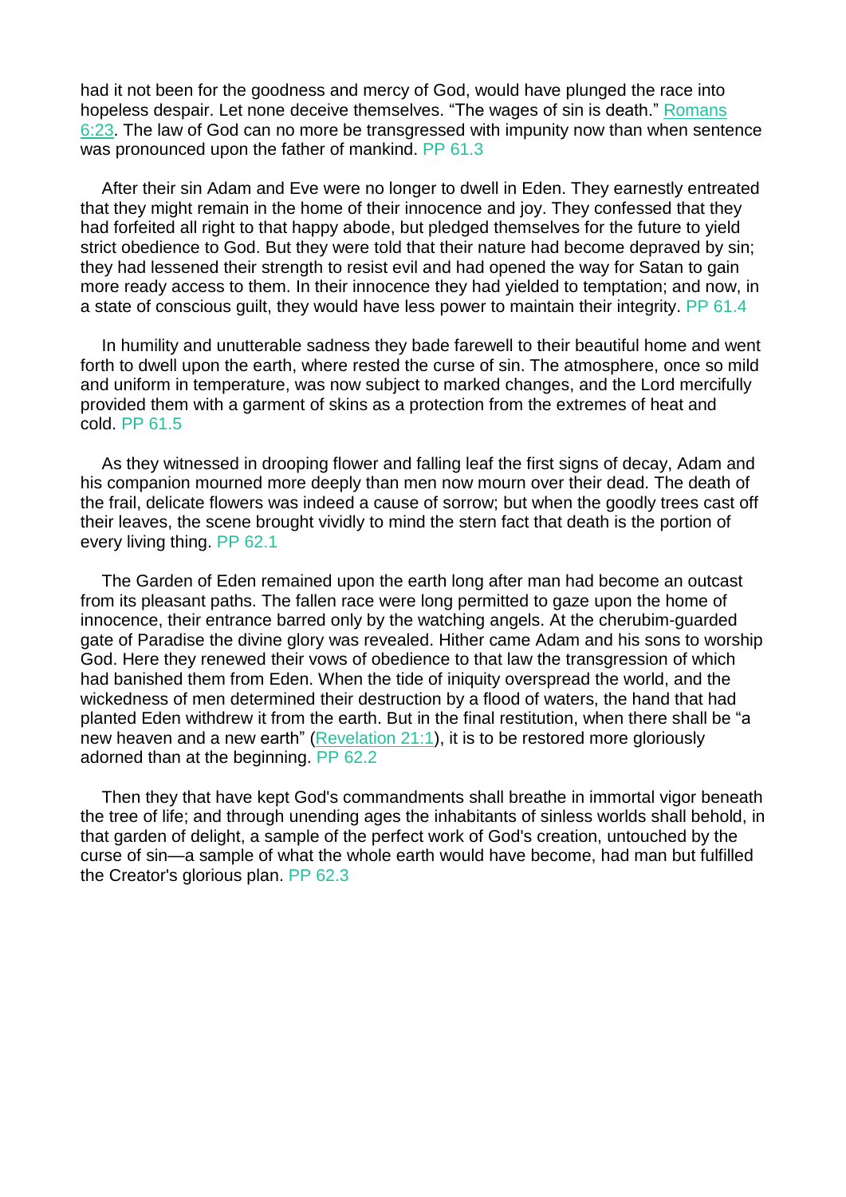had it not been for the goodness and mercy of God, would have plunged the race into hopeless despair. Let none deceive themselves. “The wages of sin is death.” Romans 6:23. The law of God can no more be transgressed with impunity now than when sentence was pronounced upon the father of mankind. PP 61.3

After their sin Adam and Eve were no longer to dwell in Eden. They earnestly entreated that they might remain in the home of their innocence and joy. They confessed that they had forfeited all right to that happy abode, but pledged themselves for the future to yield strict obedience to God. But they were told that their nature had become depraved by sin; they had lessened their strength to resist evil and had opened the way for Satan to gain more ready access to them. In their innocence they had yielded to temptation; and now, in a state of conscious guilt, they would have less power to maintain their integrity. PP 61.4

In humility and unutterable sadness they bade farewell to their beautiful home and went forth to dwell upon the earth, where rested the curse of sin. The atmosphere, once so mild and uniform in temperature, was now subject to marked changes, and the Lord mercifully provided them with a garment of skins as a protection from the extremes of heat and cold. PP 61.5

As they witnessed in drooping flower and falling leaf the first signs of decay, Adam and his companion mourned more deeply than men now mourn over their dead. The death of the frail, delicate flowers was indeed a cause of sorrow; but when the goodly trees cast off their leaves, the scene brought vividly to mind the stern fact that death is the portion of every living thing. PP 62.1

The Garden of Eden remained upon the earth long after man had become an outcast from its pleasant paths. The fallen race were long permitted to gaze upon the home of innocence, their entrance barred only by the watching angels. At the cherubim-guarded gate of Paradise the divine glory was revealed. Hither came Adam and his sons to worship God. Here they renewed their vows of obedience to that law the transgression of which had banished them from Eden. When the tide of iniquity overspread the world, and the wickedness of men determined their destruction by a flood of waters, the hand that had planted Eden withdrew it from the earth. But in the final restitution, when there shall be “a new heaven and a new earth” (Revelation 21:1), it is to be restored more gloriously adorned than at the beginning. PP 62.2

Then they that have kept God's commandments shall breathe in immortal vigor beneath the tree of life; and through unending ages the inhabitants of sinless worlds shall behold, in that garden of delight, a sample of the perfect work of God's creation, untouched by the curse of sin—a sample of what the whole earth would have become, had man but fulfilled the Creator's glorious plan. PP 62.3